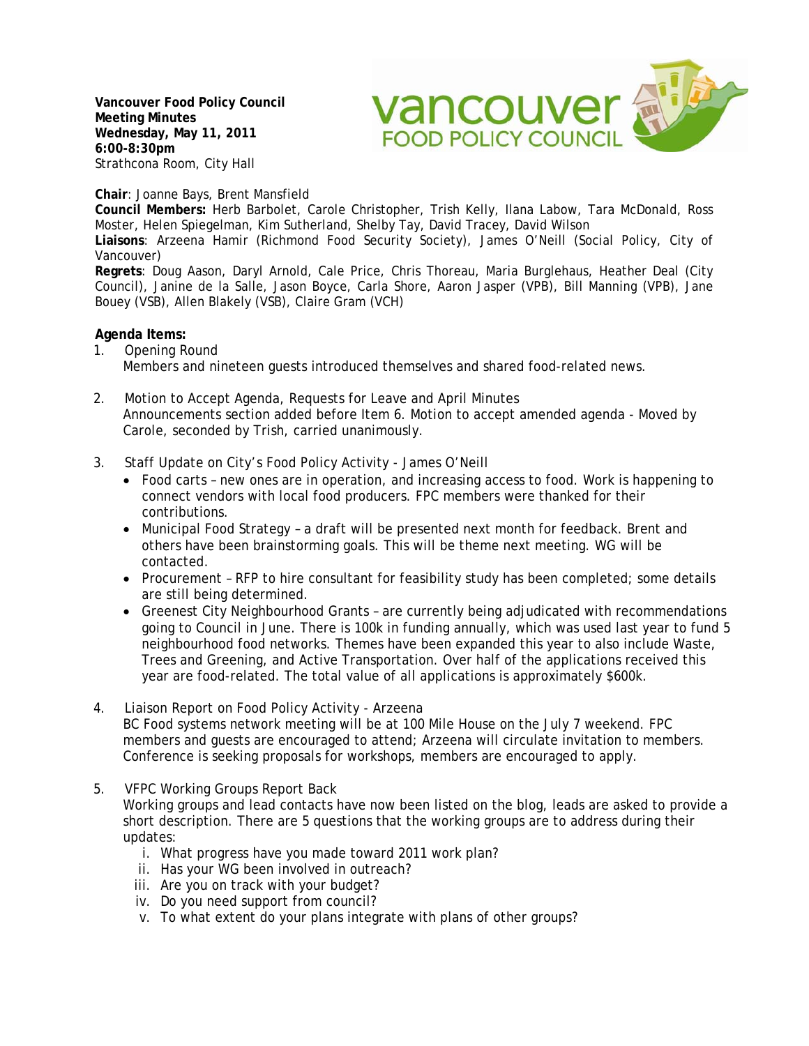**Vancouver Food Policy Council**
**Meeting Minutes**
**Wednesday, May 11, 2011**
**6:00-8:30pm**
Strathcona Room, City Hall

**Chair**: Joanne Bays, Brent Mansfield
**Council Members:** Herb Barbolet, Carole Christopher, Trish Kelly, Ilana Labow, Tara McDonald, Ross Moster, Helen Spiegelman, Kim Sutherland, Shelby Tay, David Tracey, David Wilson
**Liaisons**: Arzeena Hamir (Richmond Food Security Society), James O'Neill (Social Policy, City of Vancouver)
**Regrets**: Doug Aason, Daryl Arnold, Cale Price, Chris Thoreau, Maria Burglehaus, Heather Deal (City Council), Janine de la Salle, Jason Boyce, Carla Shore, Aaron Jasper (VPB), Bill Manning (VPB), Jane Bouey (VSB), Allen Blakely (VSB), Claire Gram (VCH)

**Agenda Items:**

1. Opening Round
   Members and nineteen guests introduced themselves and shared food-related news.

2. Motion to Accept Agenda, Requests for Leave and April Minutes
   Announcements section added before Item 6. Motion to accept amended agenda - Moved by Carole, seconded by Trish, carried unanimously.

3. Staff Update on City's Food Policy Activity - James O'Neill
   - Food carts – new ones are in operation, and increasing access to food. Work is happening to connect vendors with local food producers. FPC members were thanked for their contributions.
   - Municipal Food Strategy – a draft will be presented next month for feedback. Brent and others have been brainstorming goals. This will be theme next meeting. WG will be contacted.
   - Procurement – RFP to hire consultant for feasibility study has been completed; some details are still being determined.
   - Greenest City Neighbourhood Grants – are currently being adjudicated with recommendations going to Council in June. There is 100k in funding annually, which was used last year to fund 5 neighbourhood food networks. Themes have been expanded this year to also include Waste, Trees and Greening, and Active Transportation. Over half of the applications received this year are food-related. The total value of all applications is approximately $600k.

4. Liaison Report on Food Policy Activity - Arzeena
   BC Food systems network meeting will be at 100 Mile House on the July 7 weekend. FPC members and guests are encouraged to attend; Arzeena will circulate invitation to members. Conference is seeking proposals for workshops, members are encouraged to apply.

5. VFPC Working Groups Report Back
   Working groups and lead contacts have now been listed on the blog, leads are asked to provide a short description. There are 5 questions that the working groups are to address during their updates:
   1. What progress have you made toward 2011 work plan?
   2. Has your WG been involved in outreach?
   3. Are you on track with your budget?
   4. Do you need support from council?
   5. To what extent do your plans integrate with plans of other groups?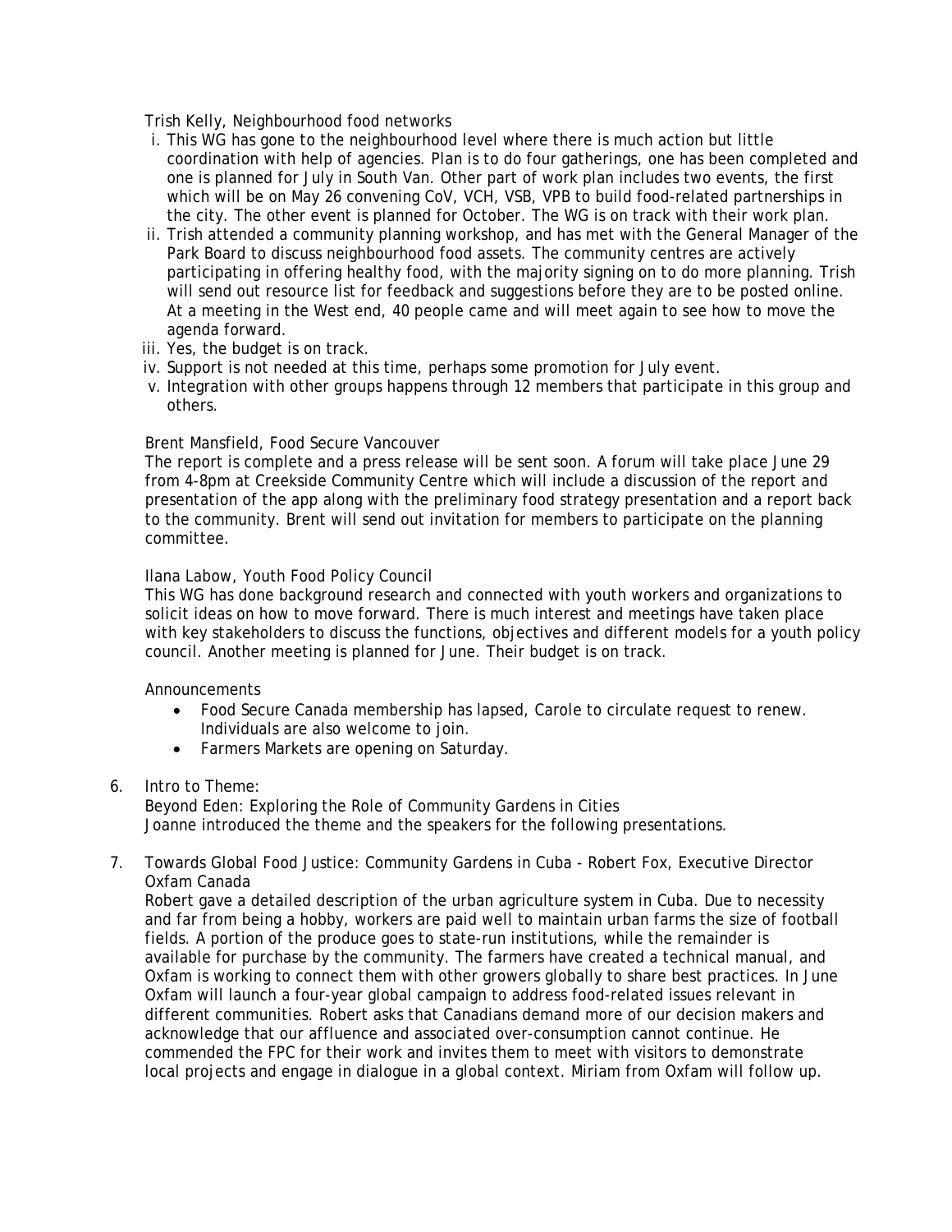Trish Kelly, Neighbourhood food networks

i. This WG has gone to the neighbourhood level where there is much action but little coordination with help of agencies. Plan is to do four gatherings, one has been completed and one is planned for July in South Van. Other part of work plan includes two events, the first which will be on May 26 convening CoV, VCH, VSB, VPB to build food-related partnerships in the city. The other event is planned for October. The WG is on track with their work plan.
ii. Trish attended a community planning workshop, and has met with the General Manager of the Park Board to discuss neighbourhood food assets. The community centres are actively participating in offering healthy food, with the majority signing on to do more planning. Trish will send out resource list for feedback and suggestions before they are to be posted online. At a meeting in the West end, 40 people came and will meet again to see how to move the agenda forward.
iii. Yes, the budget is on track.
iv. Support is not needed at this time, perhaps some promotion for July event.
v. Integration with other groups happens through 12 members that participate in this group and others.

Brent Mansfield, Food Secure Vancouver
The report is complete and a press release will be sent soon. A forum will take place June 29 from 4-8pm at Creekside Community Centre which will include a discussion of the report and presentation of the app along with the preliminary food strategy presentation and a report back to the community. Brent will send out invitation for members to participate on the planning committee.

Ilana Labow, Youth Food Policy Council
This WG has done background research and connected with youth workers and organizations to solicit ideas on how to move forward. There is much interest and meetings have taken place with key stakeholders to discuss the functions, objectives and different models for a youth policy council. Another meeting is planned for June. Their budget is on track.

Announcements

- Food Secure Canada membership has lapsed, Carole to circulate request to renew. Individuals are also welcome to join.
- Farmers Markets are opening on Saturday.

6. Intro to Theme:
Beyond Eden: Exploring the Role of Community Gardens in Cities
Joanne introduced the theme and the speakers for the following presentations.

7. Towards Global Food Justice: Community Gardens in Cuba - Robert Fox, Executive Director Oxfam Canada
Robert gave a detailed description of the urban agriculture system in Cuba. Due to necessity and far from being a hobby, workers are paid well to maintain urban farms the size of football fields. A portion of the produce goes to state-run institutions, while the remainder is available for purchase by the community. The farmers have created a technical manual, and Oxfam is working to connect them with other growers globally to share best practices. In June Oxfam will launch a four-year global campaign to address food-related issues relevant in different communities. Robert asks that Canadians demand more of our decision makers and acknowledge that our affluence and associated over-consumption cannot continue. He commended the FPC for their work and invites them to meet with visitors to demonstrate local projects and engage in dialogue in a global context. Miriam from Oxfam will follow up.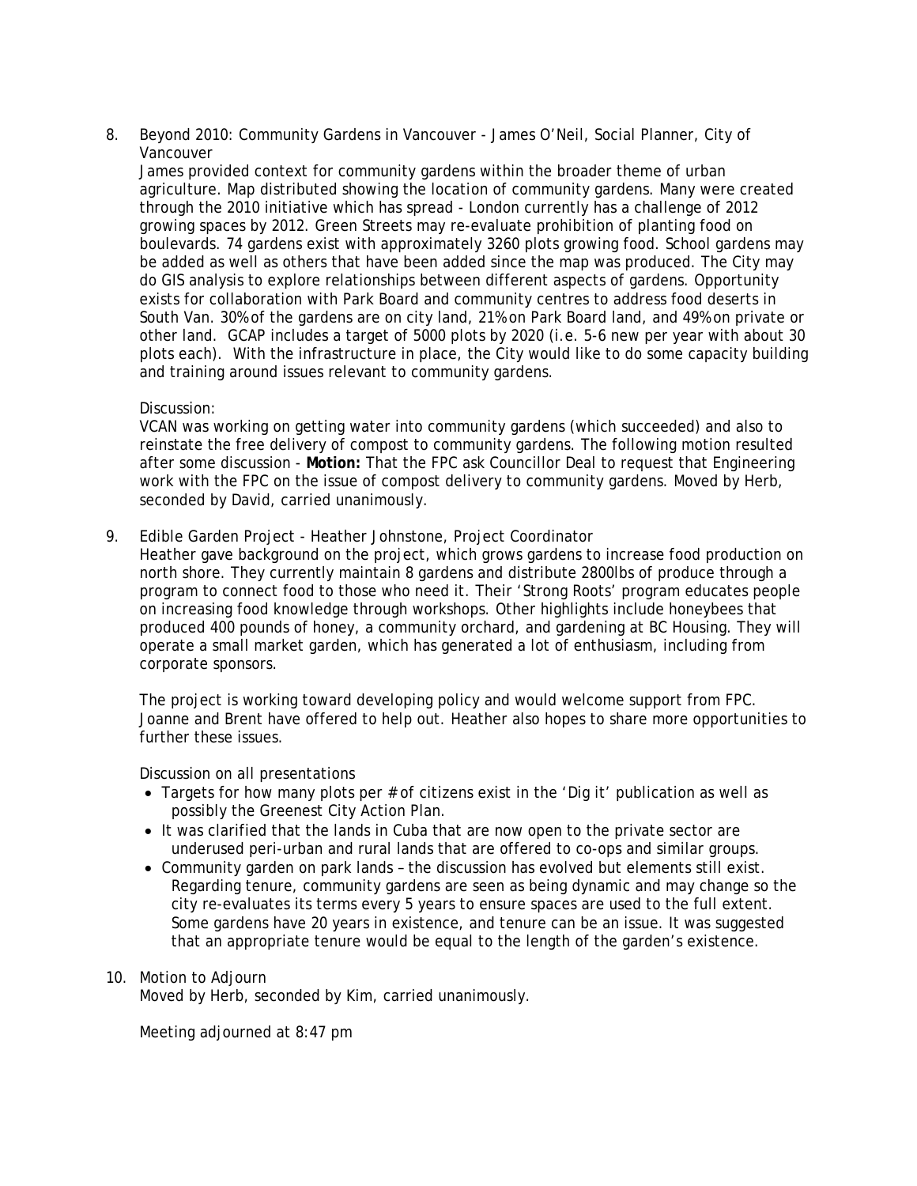8. Beyond 2010: Community Gardens in Vancouver - James O'Neil, Social Planner, City of Vancouver

   James provided context for community gardens within the broader theme of urban agriculture. Map distributed showing the location of community gardens. Many were created through the 2010 initiative which has spread - London currently has a challenge of 2012 growing spaces by 2012. Green Streets may re-evaluate prohibition of planting food on boulevards. 74 gardens exist with approximately 3260 plots growing food. School gardens may be added as well as others that have been added since the map was produced. The City may do GIS analysis to explore relationships between different aspects of gardens. Opportunity exists for collaboration with Park Board and community centres to address food deserts in South Van. 30% of the gardens are on city land, 21% on Park Board land, and 49% on private or other land. GCAP includes a target of 5000 plots by 2020 (i.e. 5-6 new per year with about 30 plots each). With the infrastructure in place, the City would like to do some capacity building and training around issues relevant to community gardens.

   Discussion:

   VCAN was working on getting water into community gardens (which succeeded) and also to reinstate the free delivery of compost to community gardens. The following motion resulted after some discussion - **Motion:** That the FPC ask Councillor Deal to request that Engineering work with the FPC on the issue of compost delivery to community gardens. Moved by Herb, seconded by David, carried unanimously.

9. Edible Garden Project - Heather Johnstone, Project Coordinator

   Heather gave background on the project, which grows gardens to increase food production on north shore. They currently maintain 8 gardens and distribute 2800lbs of produce through a program to connect food to those who need it. Their 'Strong Roots' program educates people on increasing food knowledge through workshops. Other highlights include honeybees that produced 400 pounds of honey, a community orchard, and gardening at BC Housing. They will operate a small market garden, which has generated a lot of enthusiasm, including from corporate sponsors.

   The project is working toward developing policy and would welcome support from FPC. Joanne and Brent have offered to help out. Heather also hopes to share more opportunities to further these issues.

   Discussion on all presentations

   - Targets for how many plots per # of citizens exist in the 'Dig it' publication as well as possibly the Greenest City Action Plan.
   - It was clarified that the lands in Cuba that are now open to the private sector are underused peri-urban and rural lands that are offered to co-ops and similar groups.
   - Community garden on park lands – the discussion has evolved but elements still exist. Regarding tenure, community gardens are seen as being dynamic and may change so the city re-evaluates its terms every 5 years to ensure spaces are used to the full extent. Some gardens have 20 years in existence, and tenure can be an issue. It was suggested that an appropriate tenure would be equal to the length of the garden's existence.

10. Motion to Adjourn

    Moved by Herb, seconded by Kim, carried unanimously.

    Meeting adjourned at 8:47 pm